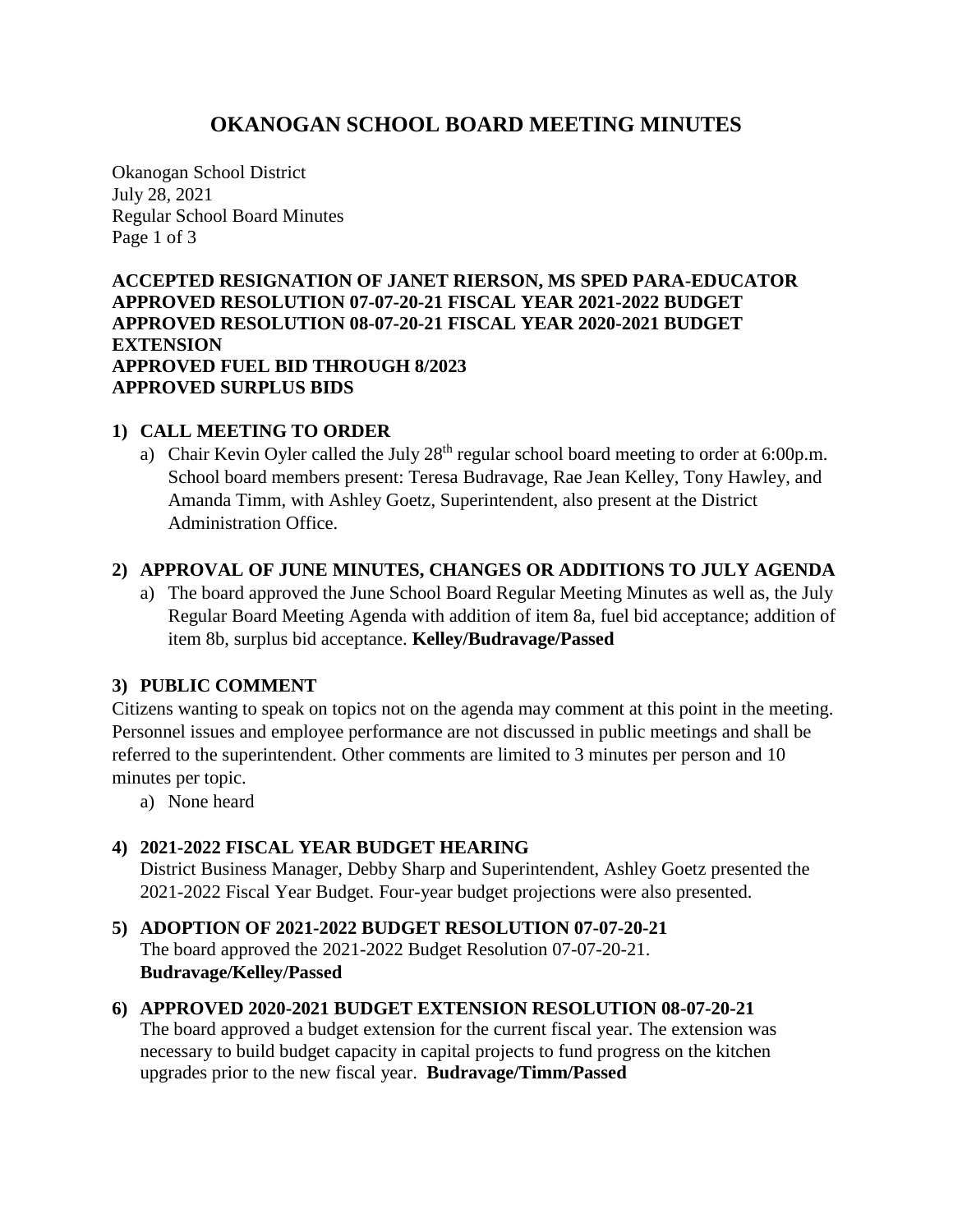# OKANOGAN SCHOOL BOARD MEETING MINUTES

Okanogan School District
July 28, 2021
Regular School Board Minutes

**ACCEPTED RESIGNATION OF JANET RIERSON, MS SPED PARA-EDUCATOR**
**APPROVED RESOLUTION 07-07-20-21 FISCAL YEAR 2021-2022 BUDGET**
**APPROVED RESOLUTION 08-07-20-21 FISCAL YEAR 2020-2021 BUDGET EXTENSION**
**APPROVED FUEL BID THROUGH 8/2023**
**APPROVED SURPLUS BIDS**

## 1) CALL MEETING TO ORDER

a) Chair Kevin Oyler called the July 28th regular school board meeting to order at 6:00p.m. School board members present: Teresa Budravage, Rae Jean Kelley, Tony Hawley, and Amanda Timm, with Ashley Goetz, Superintendent, also present at the District Administration Office.

## 2) APPROVAL OF JUNE MINUTES, CHANGES OR ADDITIONS TO JULY AGENDA

a) The board approved the June School Board Regular Meeting Minutes as well as, the July Regular Board Meeting Agenda with addition of item 8a, fuel bid acceptance; addition of item 8b, surplus bid acceptance. **Kelley/Budravage/Passed**

## 3) PUBLIC COMMENT

Citizens wanting to speak on topics not on the agenda may comment at this point in the meeting. Personnel issues and employee performance are not discussed in public meetings and shall be referred to the superintendent. Other comments are limited to 3 minutes per person and 10 minutes per topic.

a) None heard

## 4) 2021-2022 FISCAL YEAR BUDGET HEARING

District Business Manager, Debby Sharp and Superintendent, Ashley Goetz presented the 2021-2022 Fiscal Year Budget. Four-year budget projections were also presented.

## 5) ADOPTION OF 2021-2022 BUDGET RESOLUTION 07-07-20-21

The board approved the 2021-2022 Budget Resolution 07-07-20-21. **Budravage/Kelley/Passed**

## 6) APPROVED 2020-2021 BUDGET EXTENSION RESOLUTION 08-07-20-21

The board approved a budget extension for the current fiscal year. The extension was necessary to build budget capacity in capital projects to fund progress on the kitchen upgrades prior to the new fiscal year. **Budravage/Timm/Passed**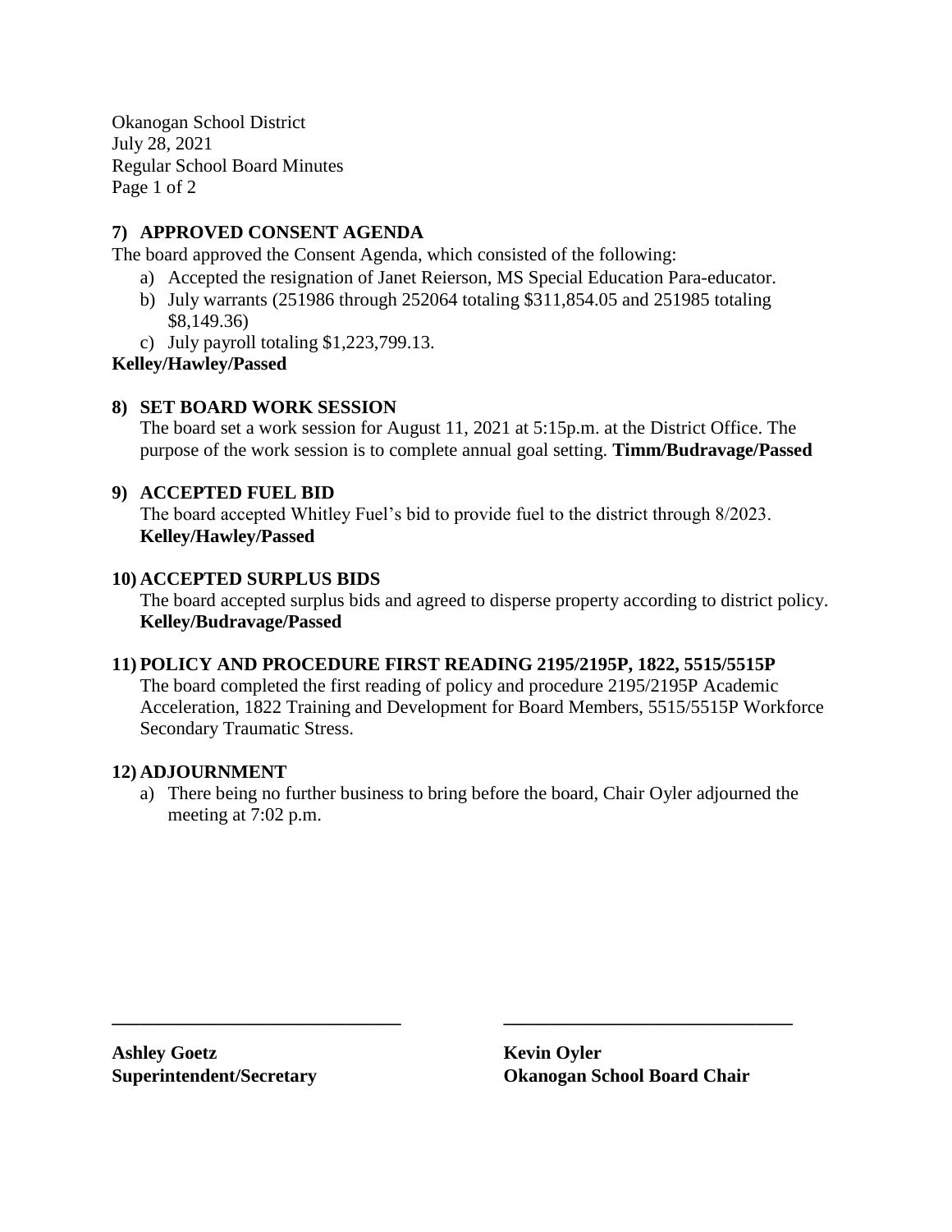Okanogan School District
July 28, 2021
Regular School Board Minutes

**7) APPROVED CONSENT AGENDA**

The board approved the Consent Agenda, which consisted of the following:

a) Accepted the resignation of Janet Reierson, MS Special Education Para-educator.
b) July warrants (251986 through 252064 totaling $311,854.05 and 251985 totaling $8,149.36)
c) July payroll totaling $1,223,799.13.

**Kelley/Hawley/Passed**

**8) SET BOARD WORK SESSION**

The board set a work session for August 11, 2021 at 5:15p.m. at the District Office. The purpose of the work session is to complete annual goal setting. **Timm/Budravage/Passed**

**9) ACCEPTED FUEL BID**

The board accepted Whitley Fuel's bid to provide fuel to the district through 8/2023. **Kelley/Hawley/Passed**

**10) ACCEPTED SURPLUS BIDS**

The board accepted surplus bids and agreed to disperse property according to district policy. **Kelley/Budravage/Passed**

**11) POLICY AND PROCEDURE FIRST READING 2195/2195P, 1822, 5515/5515P**

The board completed the first reading of policy and procedure 2195/2195P Academic Acceleration, 1822 Training and Development for Board Members, 5515/5515P Workforce Secondary Traumatic Stress.

**12) ADJOURNMENT**

a) There being no further business to bring before the board, Chair Oyler adjourned the meeting at 7:02 p.m.

\_\_\_\_\_\_\_\_\_\_\_\_\_\_\_\_\_\_\_\_\_\_\_\_\_\_\_\_\_\_\_ \_\_\_\_\_\_\_\_\_\_\_\_\_\_\_\_\_\_\_\_\_\_\_\_\_\_\_\_\_\_\_

**Ashley Goetz**
**Superintendent/Secretary**

**Kevin Oyler**
**Okanogan School Board Chair**